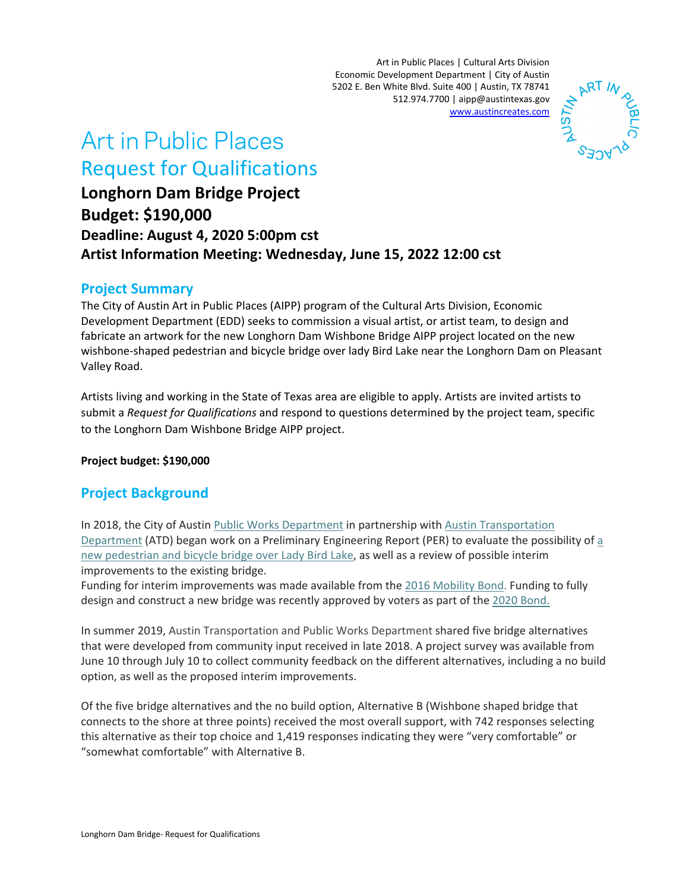Art in Public Places | Cultural Arts Division
Economic Development Department | City of Austin
5202 E. Ben White Blvd. Suite 400 | Austin, TX 78741
512.974.7700 | aipp@austintexas.gov
www.austincreates.com

# Art in Public Places
## Request for Qualifications

**Longhorn Dam Bridge Project**
**Budget: $190,000**
**Deadline: August 4, 2020 5:00pm cst**
**Artist Information Meeting: Wednesday, June 15, 2022 12:00 cst**

## Project Summary

The City of Austin Art in Public Places (AIPP) program of the Cultural Arts Division, Economic Development Department (EDD) seeks to commission a visual artist, or artist team, to design and fabricate an artwork for the new Longhorn Dam Wishbone Bridge AIPP project located on the new wishbone-shaped pedestrian and bicycle bridge over lady Bird Lake near the Longhorn Dam on Pleasant Valley Road.

Artists living and working in the State of Texas area are eligible to apply. Artists are invited artists to submit a *Request for Qualifications* and respond to questions determined by the project team, specific to the Longhorn Dam Wishbone Bridge AIPP project.

**Project budget: $190,000**

## Project Background

In 2018, the City of Austin Public Works Department in partnership with Austin Transportation Department (ATD) began work on a Preliminary Engineering Report (PER) to evaluate the possibility of a new pedestrian and bicycle bridge over Lady Bird Lake, as well as a review of possible interim improvements to the existing bridge.
Funding for interim improvements was made available from the 2016 Mobility Bond. Funding to fully design and construct a new bridge was recently approved by voters as part of the 2020 Bond.

In summer 2019, Austin Transportation and Public Works Department shared five bridge alternatives that were developed from community input received in late 2018. A project survey was available from June 10 through July 10 to collect community feedback on the different alternatives, including a no build option, as well as the proposed interim improvements.

Of the five bridge alternatives and the no build option, Alternative B (Wishbone shaped bridge that connects to the shore at three points) received the most overall support, with 742 responses selecting this alternative as their top choice and 1,419 responses indicating they were "very comfortable" or "somewhat comfortable" with Alternative B.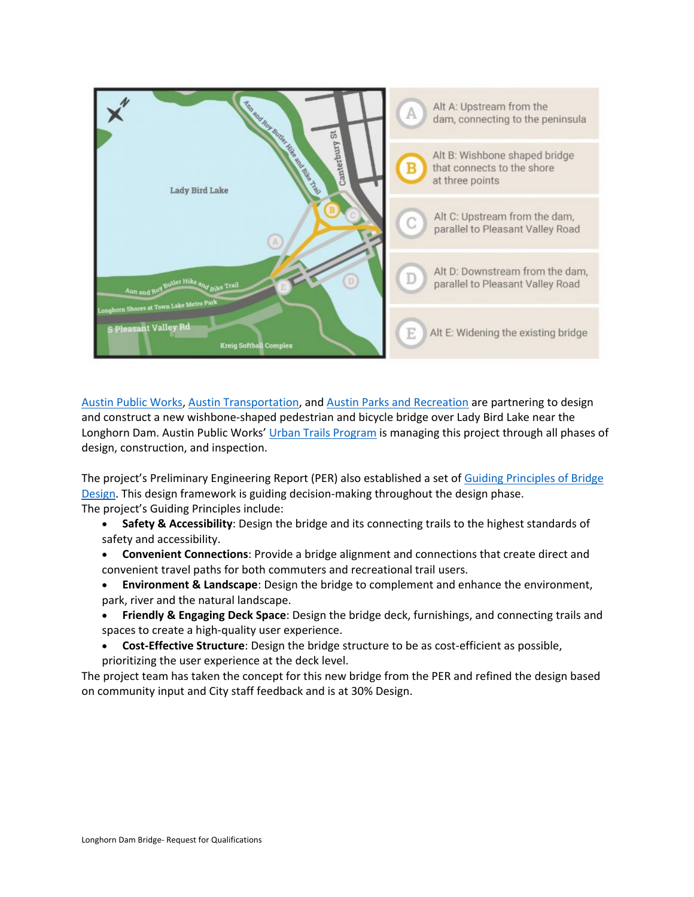Alt A: Upstream from the dam, connecting to the peninsula

Alt B: Wishbone shaped bridge that connects to the shore at three points

Alt C: Upstream from the dam, parallel to Pleasant Valley Road

Alt D: Downstream from the dam, parallel to Pleasant Valley Road

Alt E: Widening the existing bridge

Austin Public Works, Austin Transportation, and Austin Parks and Recreation are partnering to design and construct a new wishbone-shaped pedestrian and bicycle bridge over Lady Bird Lake near the Longhorn Dam. Austin Public Works' Urban Trails Program is managing this project through all phases of design, construction, and inspection.

The project's Preliminary Engineering Report (PER) also established a set of Guiding Principles of Bridge Design. This design framework is guiding decision-making throughout the design phase.
The project's Guiding Principles include:

- **Safety & Accessibility**: Design the bridge and its connecting trails to the highest standards of safety and accessibility.
- **Convenient Connections**: Provide a bridge alignment and connections that create direct and convenient travel paths for both commuters and recreational trail users.
- **Environment & Landscape**: Design the bridge to complement and enhance the environment, park, river and the natural landscape.
- **Friendly & Engaging Deck Space**: Design the bridge deck, furnishings, and connecting trails and spaces to create a high-quality user experience.
- **Cost-Effective Structure**: Design the bridge structure to be as cost-efficient as possible, prioritizing the user experience at the deck level.

The project team has taken the concept for this new bridge from the PER and refined the design based on community input and City staff feedback and is at 30% Design.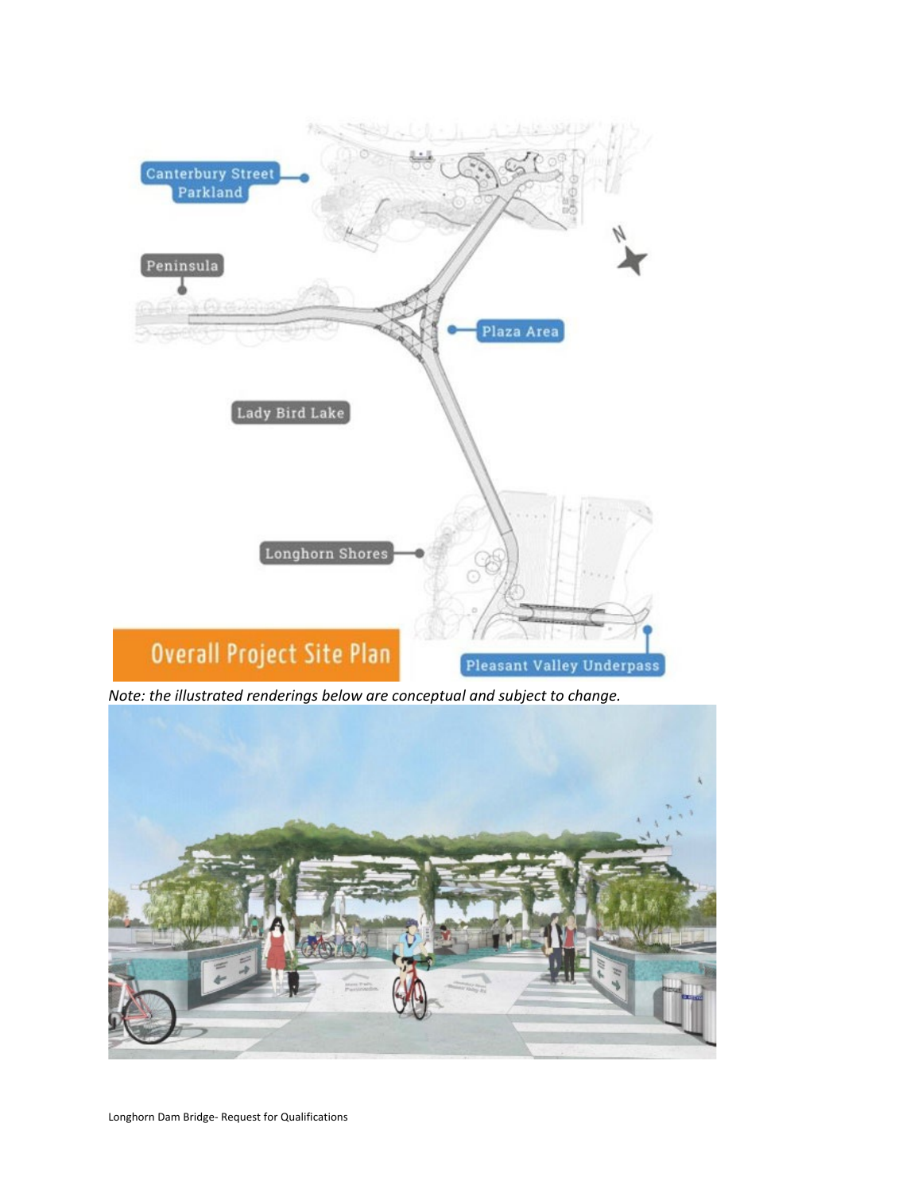*Note: the illustrated renderings below are conceptual and subject to change.*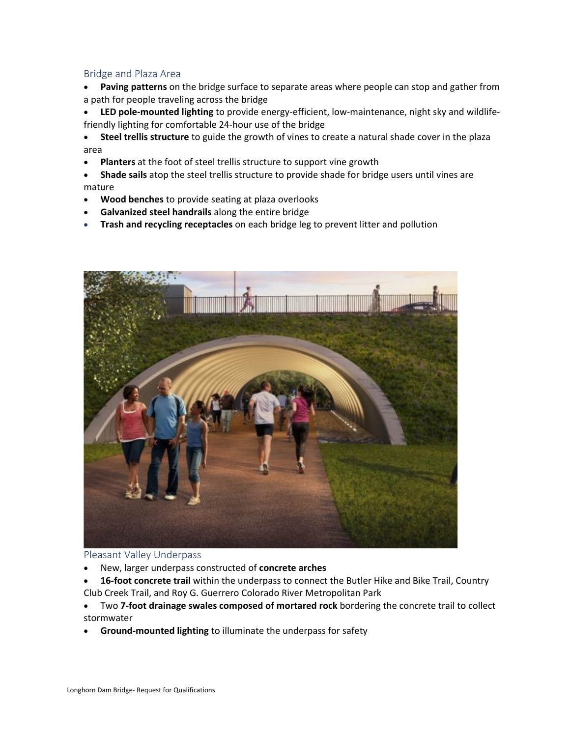## Bridge and Plaza Area

- **Paving patterns** on the bridge surface to separate areas where people can stop and gather from a path for people traveling across the bridge
- **LED pole-mounted lighting** to provide energy-efficient, low-maintenance, night sky and wildlife-friendly lighting for comfortable 24-hour use of the bridge
- **Steel trellis structure** to guide the growth of vines to create a natural shade cover in the plaza area
- **Planters** at the foot of steel trellis structure to support vine growth
- **Shade sails** atop the steel trellis structure to provide shade for bridge users until vines are mature
- **Wood benches** to provide seating at plaza overlooks
- **Galvanized steel handrails** along the entire bridge
- **Trash and recycling receptacles** on each bridge leg to prevent litter and pollution

## Pleasant Valley Underpass

- New, larger underpass constructed of **concrete arches**
- **16-foot concrete trail** within the underpass to connect the Butler Hike and Bike Trail, Country Club Creek Trail, and Roy G. Guerrero Colorado River Metropolitan Park
- Two **7-foot drainage swales composed of mortared rock** bordering the concrete trail to collect stormwater
- **Ground-mounted lighting** to illuminate the underpass for safety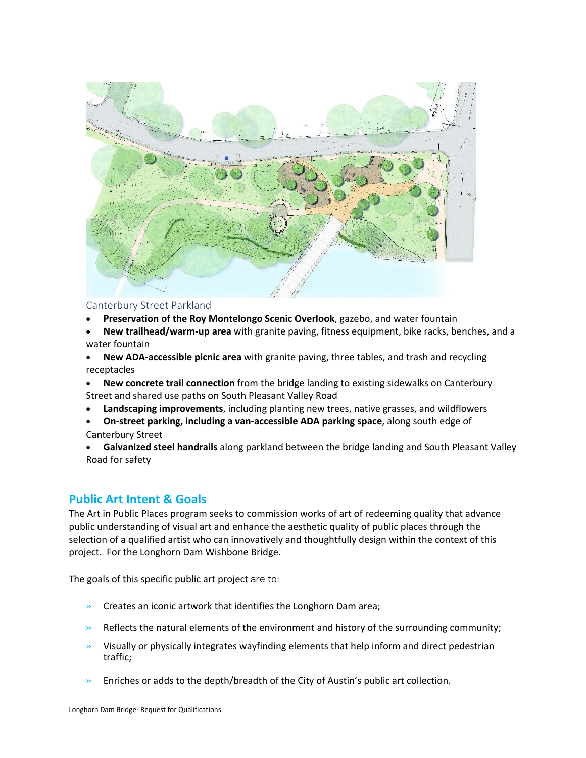Canterbury Street Parkland

- **Preservation of the Roy Montelongo Scenic Overlook**, gazebo, and water fountain
- **New trailhead/warm-up area** with granite paving, fitness equipment, bike racks, benches, and a water fountain
- **New ADA-accessible picnic area** with granite paving, three tables, and trash and recycling receptacles
- **New concrete trail connection** from the bridge landing to existing sidewalks on Canterbury Street and shared use paths on South Pleasant Valley Road
- **Landscaping improvements**, including planting new trees, native grasses, and wildflowers
- **On-street parking, including a van-accessible ADA parking space**, along south edge of Canterbury Street
- **Galvanized steel handrails** along parkland between the bridge landing and South Pleasant Valley Road for safety

## Public Art Intent & Goals

The Art in Public Places program seeks to commission works of art of redeeming quality that advance public understanding of visual art and enhance the aesthetic quality of public places through the selection of a qualified artist who can innovatively and thoughtfully design within the context of this project. For the Longhorn Dam Wishbone Bridge.

The goals of this specific public art project are to:

- » Creates an iconic artwork that identifies the Longhorn Dam area;
- » Reflects the natural elements of the environment and history of the surrounding community;
- » Visually or physically integrates wayfinding elements that help inform and direct pedestrian traffic;
- » Enriches or adds to the depth/breadth of the City of Austin's public art collection.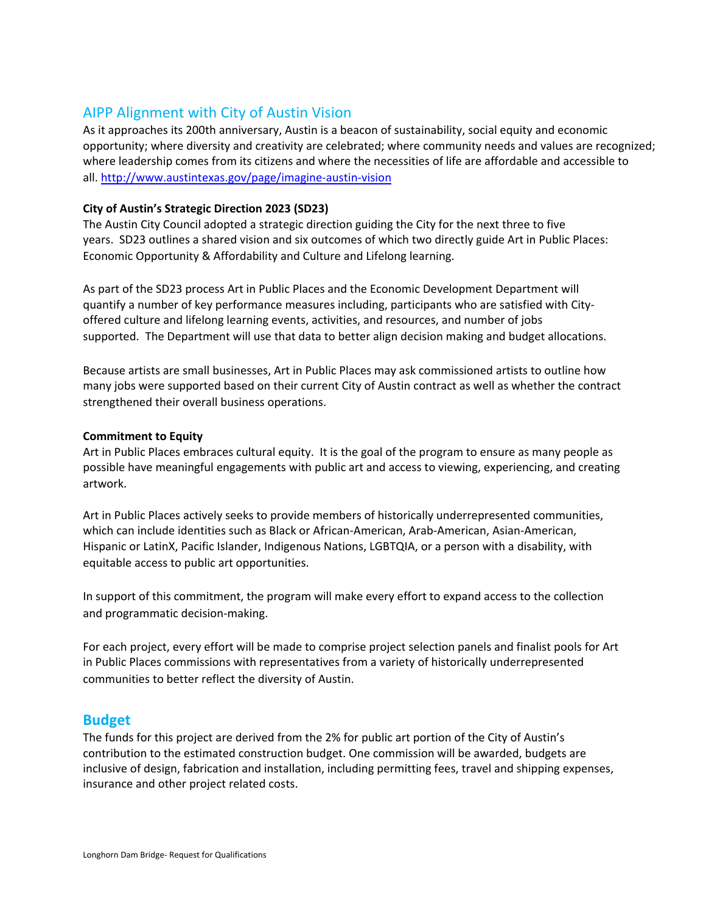## AIPP Alignment with City of Austin Vision

As it approaches its 200th anniversary, Austin is a beacon of sustainability, social equity and economic opportunity; where diversity and creativity are celebrated; where community needs and values are recognized; where leadership comes from its citizens and where the necessities of life are affordable and accessible to all. http://www.austintexas.gov/page/imagine-austin-vision

**City of Austin's Strategic Direction 2023 (SD23)**

The Austin City Council adopted a strategic direction guiding the City for the next three to five years. SD23 outlines a shared vision and six outcomes of which two directly guide Art in Public Places: Economic Opportunity & Affordability and Culture and Lifelong learning.

As part of the SD23 process Art in Public Places and the Economic Development Department will quantify a number of key performance measures including, participants who are satisfied with City-offered culture and lifelong learning events, activities, and resources, and number of jobs supported. The Department will use that data to better align decision making and budget allocations.

Because artists are small businesses, Art in Public Places may ask commissioned artists to outline how many jobs were supported based on their current City of Austin contract as well as whether the contract strengthened their overall business operations.

**Commitment to Equity**

Art in Public Places embraces cultural equity. It is the goal of the program to ensure as many people as possible have meaningful engagements with public art and access to viewing, experiencing, and creating artwork.

Art in Public Places actively seeks to provide members of historically underrepresented communities, which can include identities such as Black or African-American, Arab-American, Asian-American, Hispanic or LatinX, Pacific Islander, Indigenous Nations, LGBTQIA, or a person with a disability, with equitable access to public art opportunities.

In support of this commitment, the program will make every effort to expand access to the collection and programmatic decision-making.

For each project, every effort will be made to comprise project selection panels and finalist pools for Art in Public Places commissions with representatives from a variety of historically underrepresented communities to better reflect the diversity of Austin.

## Budget

The funds for this project are derived from the 2% for public art portion of the City of Austin's contribution to the estimated construction budget. One commission will be awarded, budgets are inclusive of design, fabrication and installation, including permitting fees, travel and shipping expenses, insurance and other project related costs.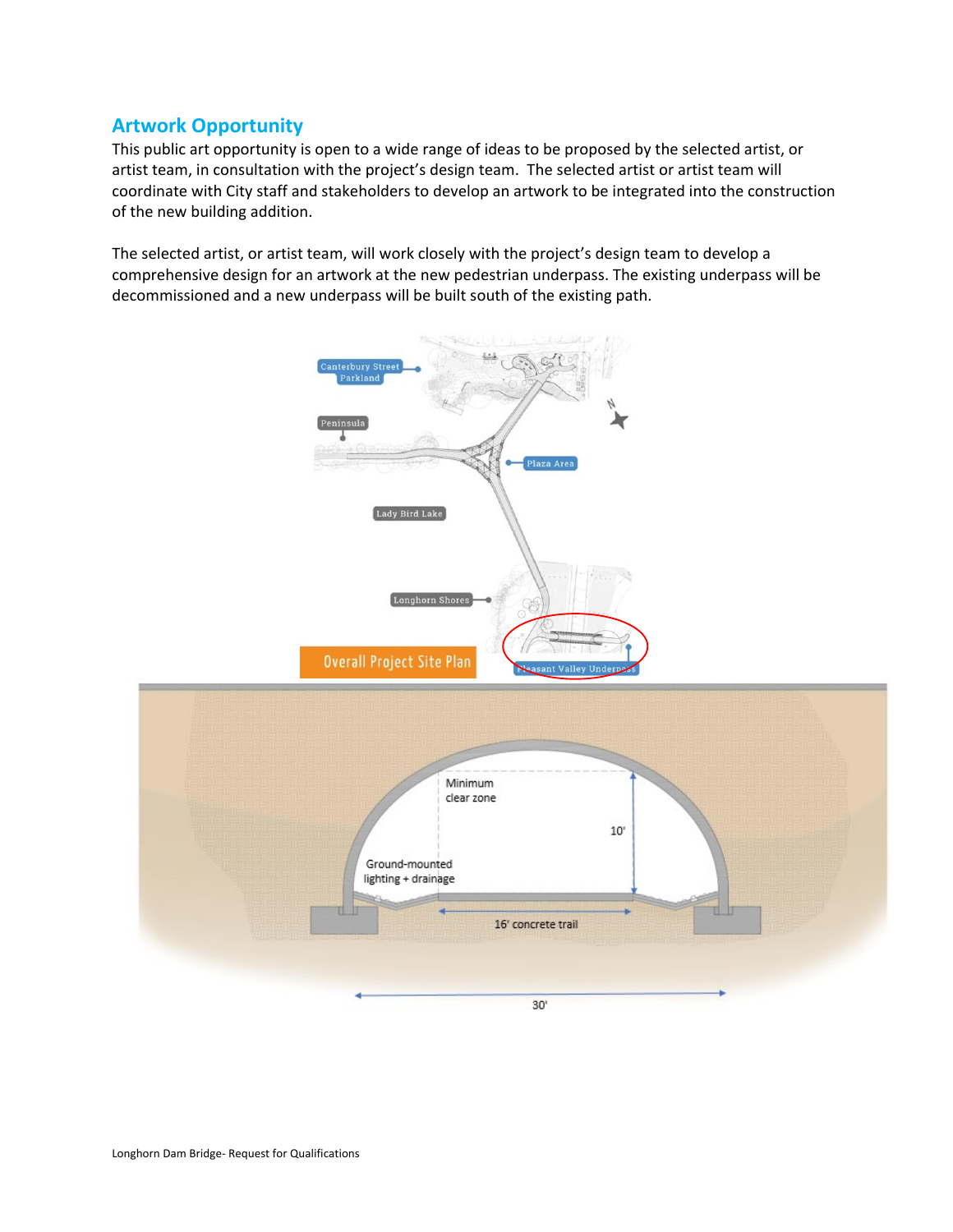## Artwork Opportunity

This public art opportunity is open to a wide range of ideas to be proposed by the selected artist, or artist team, in consultation with the project's design team. The selected artist or artist team will coordinate with City staff and stakeholders to develop an artwork to be integrated into the construction of the new building addition.

The selected artist, or artist team, will work closely with the project's design team to develop a comprehensive design for an artwork at the new pedestrian underpass. The existing underpass will be decommissioned and a new underpass will be built south of the existing path.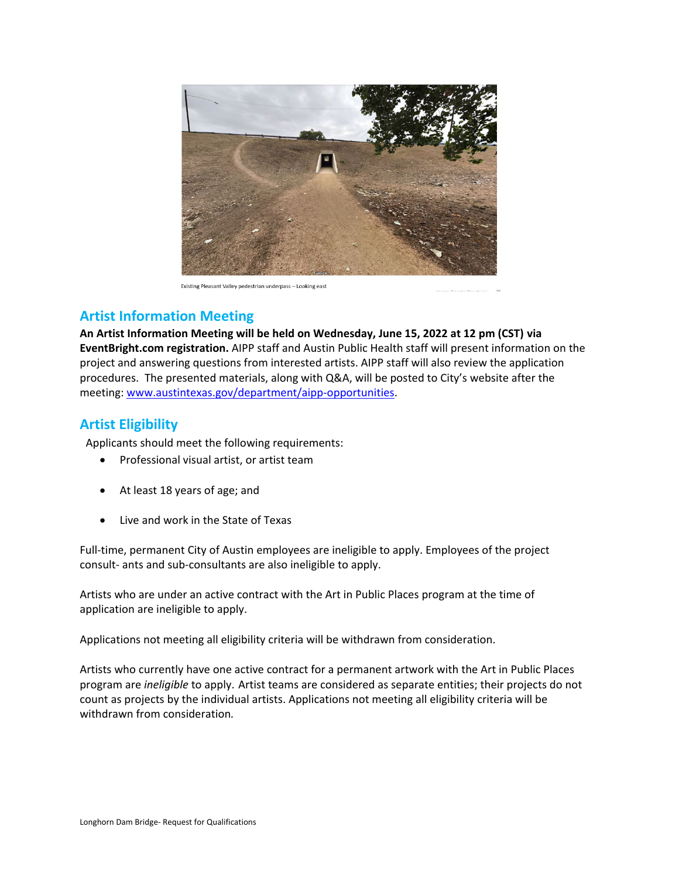Existing Pleasant Valley pedestrian underpass – Looking east

## Artist Information Meeting

**An Artist Information Meeting will be held on Wednesday, June 15, 2022 at 12 pm (CST) via EventBright.com registration.** AIPP staff and Austin Public Health staff will present information on the project and answering questions from interested artists. AIPP staff will also review the application procedures. The presented materials, along with Q&A, will be posted to City's website after the meeting: [www.austintexas.gov/department/aipp-opportunities](www.austintexas.gov/department/aipp-opportunities).

## Artist Eligibility

Applicants should meet the following requirements:

- Professional visual artist, or artist team
- At least 18 years of age; and
- Live and work in the State of Texas

Full-time, permanent City of Austin employees are ineligible to apply. Employees of the project consult- ants and sub-consultants are also ineligible to apply.

Artists who are under an active contract with the Art in Public Places program at the time of application are ineligible to apply.

Applications not meeting all eligibility criteria will be withdrawn from consideration.

Artists who currently have one active contract for a permanent artwork with the Art in Public Places program are *ineligible* to apply. Artist teams are considered as separate entities; their projects do not count as projects by the individual artists. Applications not meeting all eligibility criteria will be withdrawn from consideration.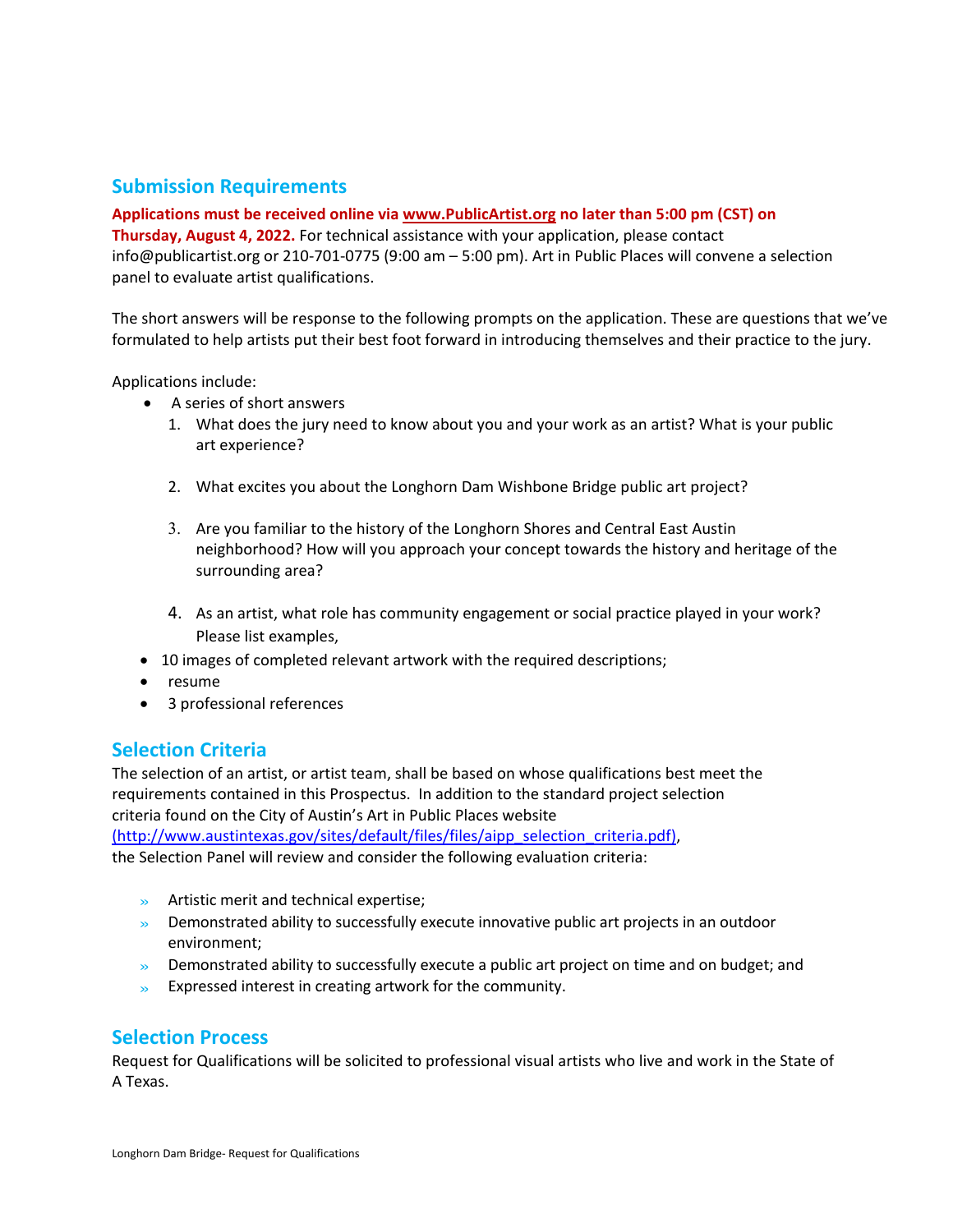## Submission Requirements

**Applications must be received online via [www.PublicArtist.org](http://www.PublicArtist.org) no later than 5:00 pm (CST) on Thursday, August 4, 2022.** For technical assistance with your application, please contact info@publicartist.org or 210-701-0775 (9:00 am – 5:00 pm). Art in Public Places will convene a selection panel to evaluate artist qualifications.

The short answers will be response to the following prompts on the application. These are questions that we've formulated to help artists put their best foot forward in introducing themselves and their practice to the jury.

Applications include:

- A series of short answers
  1. What does the jury need to know about you and your work as an artist? What is your public art experience?
  2. What excites you about the Longhorn Dam Wishbone Bridge public art project?
  3. Are you familiar to the history of the Longhorn Shores and Central East Austin neighborhood? How will you approach your concept towards the history and heritage of the surrounding area?
  4. As an artist, what role has community engagement or social practice played in your work? Please list examples,
- 10 images of completed relevant artwork with the required descriptions;
- resume
- 3 professional references

## Selection Criteria

The selection of an artist, or artist team, shall be based on whose qualifications best meet the requirements contained in this Prospectus. In addition to the standard project selection criteria found on the City of Austin's Art in Public Places website [(http://www.austintexas.gov/sites/default/files/files/aipp_selection_criteria.pdf)](http://www.austintexas.gov/sites/default/files/files/aipp_selection_criteria.pdf), the Selection Panel will review and consider the following evaluation criteria:

- Artistic merit and technical expertise;
- Demonstrated ability to successfully execute innovative public art projects in an outdoor environment;
- Demonstrated ability to successfully execute a public art project on time and on budget; and
- Expressed interest in creating artwork for the community.

## Selection Process

Request for Qualifications will be solicited to professional visual artists who live and work in the State of A Texas.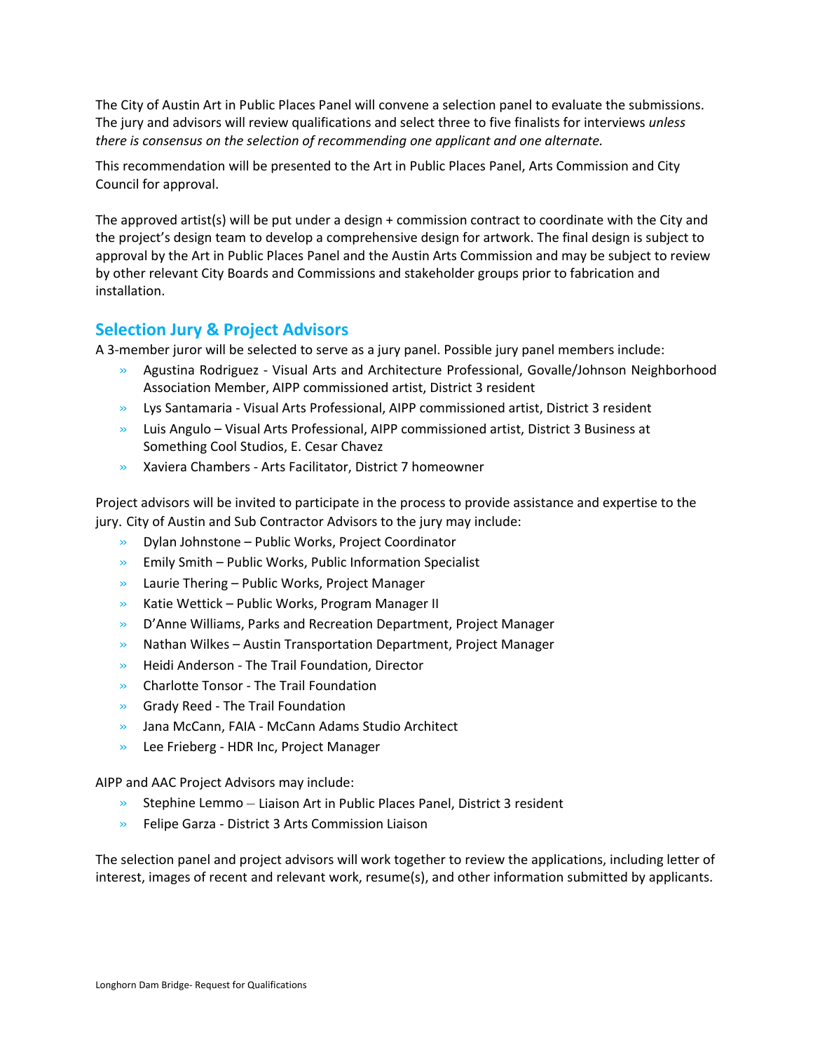The City of Austin Art in Public Places Panel will convene a selection panel to evaluate the submissions. The jury and advisors will review qualifications and select three to five finalists for interviews *unless there is consensus on the selection of recommending one applicant and one alternate.*

This recommendation will be presented to the Art in Public Places Panel, Arts Commission and City Council for approval.

The approved artist(s) will be put under a design + commission contract to coordinate with the City and the project's design team to develop a comprehensive design for artwork. The final design is subject to approval by the Art in Public Places Panel and the Austin Arts Commission and may be subject to review by other relevant City Boards and Commissions and stakeholder groups prior to fabrication and installation.

## Selection Jury & Project Advisors

A 3-member juror will be selected to serve as a jury panel. Possible jury panel members include:

- Agustina Rodriguez - Visual Arts and Architecture Professional, Govalle/Johnson Neighborhood Association Member, AIPP commissioned artist, District 3 resident
- Lys Santamaria - Visual Arts Professional, AIPP commissioned artist, District 3 resident
- Luis Angulo – Visual Arts Professional, AIPP commissioned artist, District 3 Business at Something Cool Studios, E. Cesar Chavez
- Xaviera Chambers - Arts Facilitator, District 7 homeowner

Project advisors will be invited to participate in the process to provide assistance and expertise to the jury. City of Austin and Sub Contractor Advisors to the jury may include:

- Dylan Johnstone – Public Works, Project Coordinator
- Emily Smith – Public Works, Public Information Specialist
- Laurie Thering – Public Works, Project Manager
- Katie Wettick – Public Works, Program Manager II
- D'Anne Williams, Parks and Recreation Department, Project Manager
- Nathan Wilkes – Austin Transportation Department, Project Manager
- Heidi Anderson - The Trail Foundation, Director
- Charlotte Tonsor - The Trail Foundation
- Grady Reed - The Trail Foundation
- Jana McCann, FAIA - McCann Adams Studio Architect
- Lee Frieberg - HDR Inc, Project Manager

AIPP and AAC Project Advisors may include:

- Stephine Lemmo – Liaison Art in Public Places Panel, District 3 resident
- Felipe Garza - District 3 Arts Commission Liaison

The selection panel and project advisors will work together to review the applications, including letter of interest, images of recent and relevant work, resume(s), and other information submitted by applicants.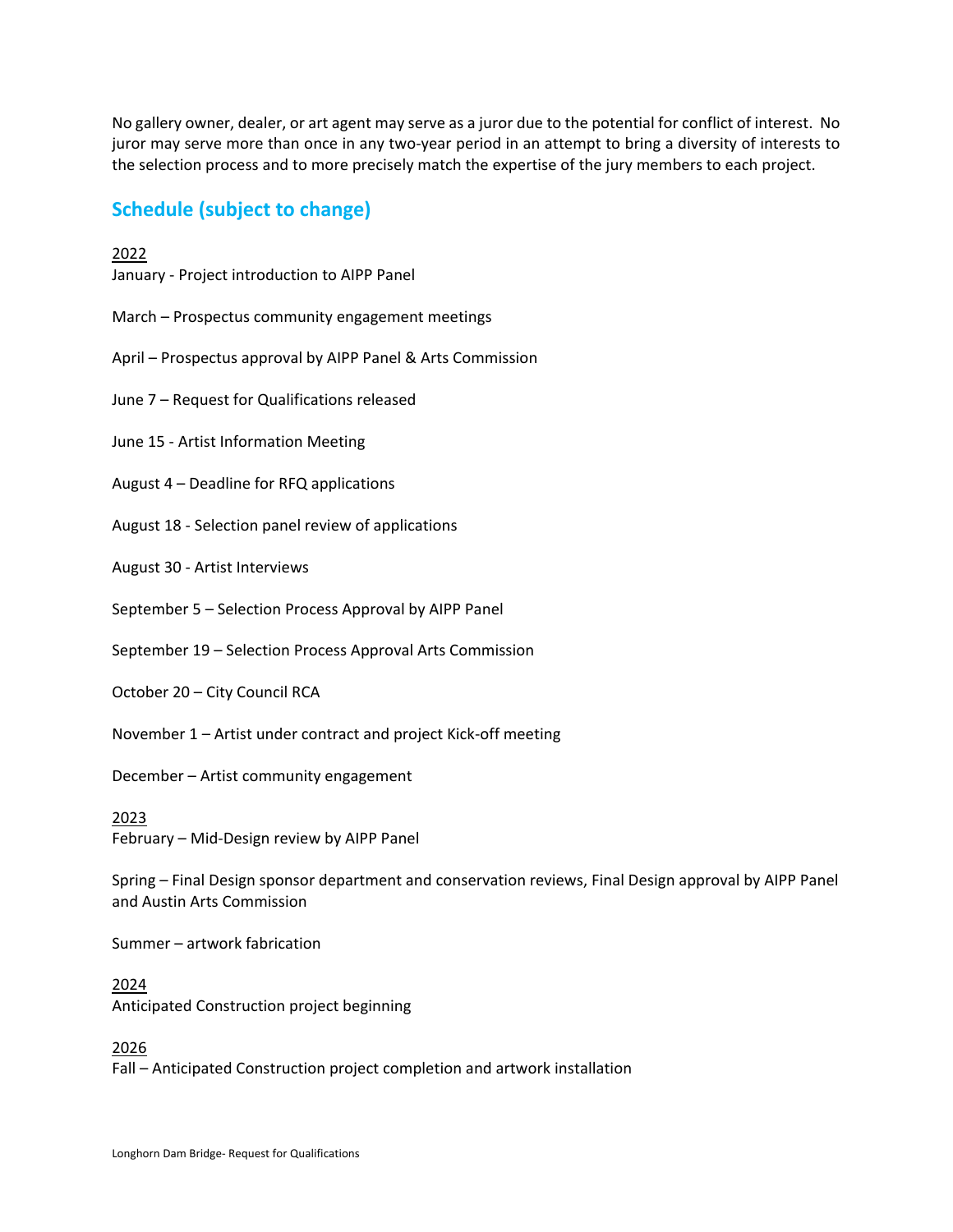No gallery owner, dealer, or art agent may serve as a juror due to the potential for conflict of interest. No juror may serve more than once in any two-year period in an attempt to bring a diversity of interests to the selection process and to more precisely match the expertise of the jury members to each project.

## Schedule (subject to change)

2022

January - Project introduction to AIPP Panel

March – Prospectus community engagement meetings

April – Prospectus approval by AIPP Panel & Arts Commission

June 7 – Request for Qualifications released

June 15 - Artist Information Meeting

August 4 – Deadline for RFQ applications

August 18 - Selection panel review of applications

August 30 - Artist Interviews

September 5 – Selection Process Approval by AIPP Panel

September 19 – Selection Process Approval Arts Commission

October 20 – City Council RCA

November 1 – Artist under contract and project Kick-off meeting

December – Artist community engagement

2023

February – Mid-Design review by AIPP Panel

Spring – Final Design sponsor department and conservation reviews, Final Design approval by AIPP Panel and Austin Arts Commission

Summer – artwork fabrication

2024

Anticipated Construction project beginning

2026

Fall – Anticipated Construction project completion and artwork installation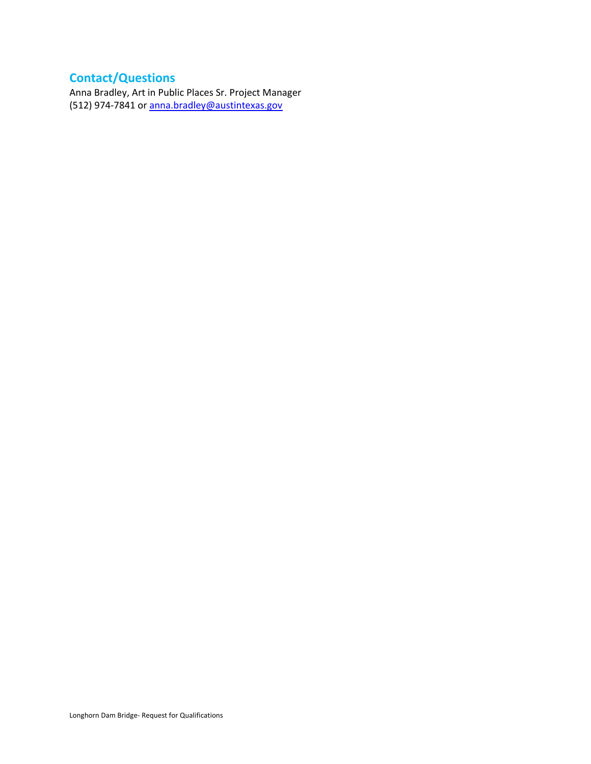## Contact/Questions

Anna Bradley, Art in Public Places Sr. Project Manager
(512) 974-7841 or anna.bradley@austintexas.gov